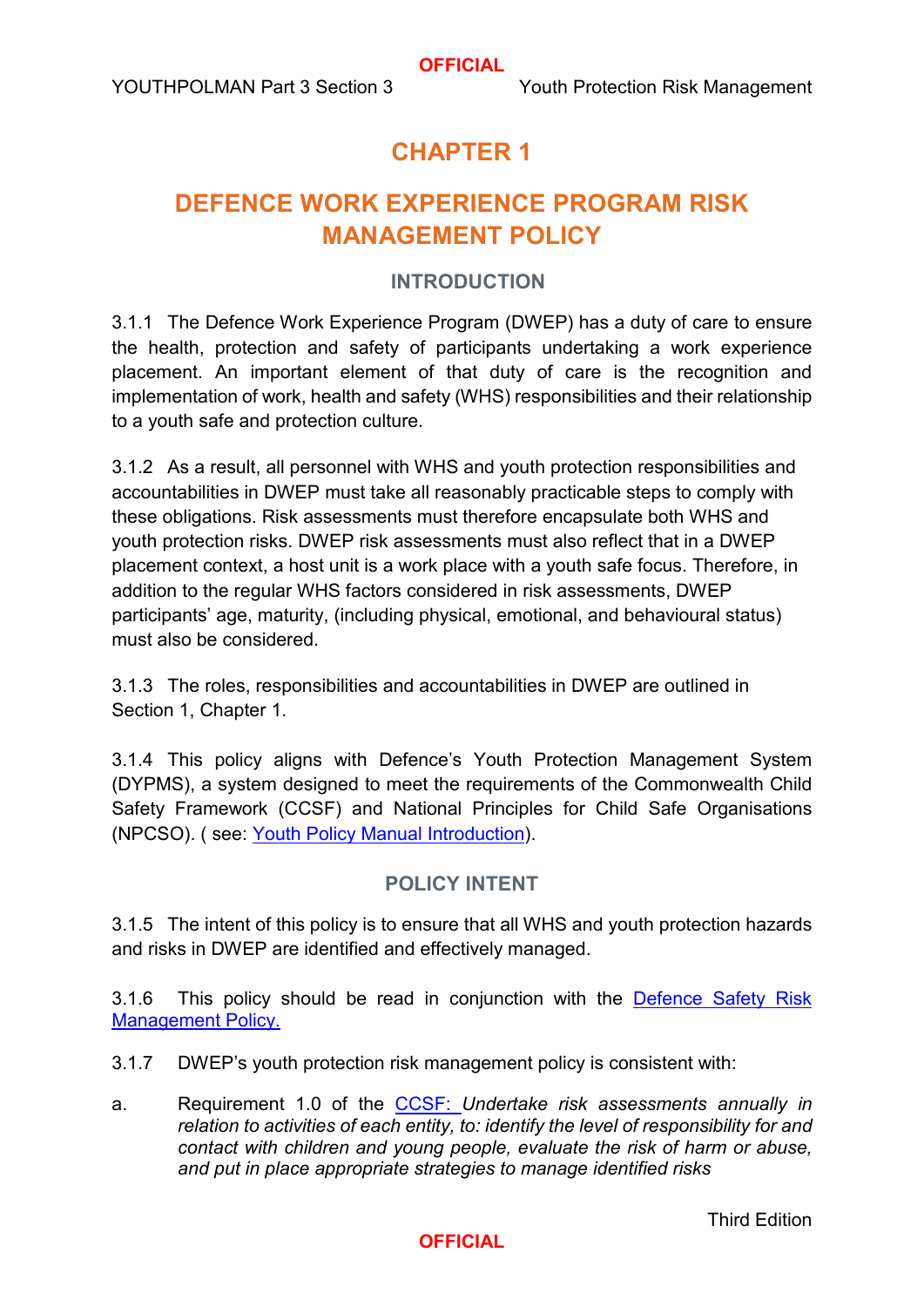# CHAPTER 1

# DEFENCE WORK EXPERIENCE PROGRAM RISK MANAGEMENT POLICY

## INTRODUCTION

3.1.1 The Defence Work Experience Program (DWEP) has a duty of care to ensure the health, protection and safety of participants undertaking a work experience placement. An important element of that duty of care is the recognition and implementation of work, health and safety (WHS) responsibilities and their relationship to a youth safe and protection culture.

3.1.2 As a result, all personnel with WHS and youth protection responsibilities and accountabilities in DWEP must take all reasonably practicable steps to comply with these obligations. Risk assessments must therefore encapsulate both WHS and youth protection risks. DWEP risk assessments must also reflect that in a DWEP placement context, a host unit is a work place with a youth safe focus. Therefore, in addition to the regular WHS factors considered in risk assessments, DWEP participants' age, maturity, (including physical, emotional, and behavioural status) must also be considered.

3.1.3 The roles, responsibilities and accountabilities in DWEP are outlined in Section 1, Chapter 1.

3.1.4 This policy aligns with Defence's Youth Protection Management System (DYPMS), a system designed to meet the requirements of the Commonwealth Child Safety Framework (CCSF) and National Principles for Child Safe Organisations (NPCSO). ( see: Youth Policy Manual Introduction).

## POLICY INTENT

3.1.5 The intent of this policy is to ensure that all WHS and youth protection hazards and risks in DWEP are identified and effectively managed.

3.1.6 This policy should be read in conjunction with the Defence Safety Risk Management Policy.

3.1.7 DWEP's youth protection risk management policy is consistent with:

a. Requirement 1.0 of the CCSF: *Undertake risk assessments annually in relation to activities of each entity, to: identify the level of responsibility for and contact with children and young people, evaluate the risk of harm or abuse, and put in place appropriate strategies to manage identified risks*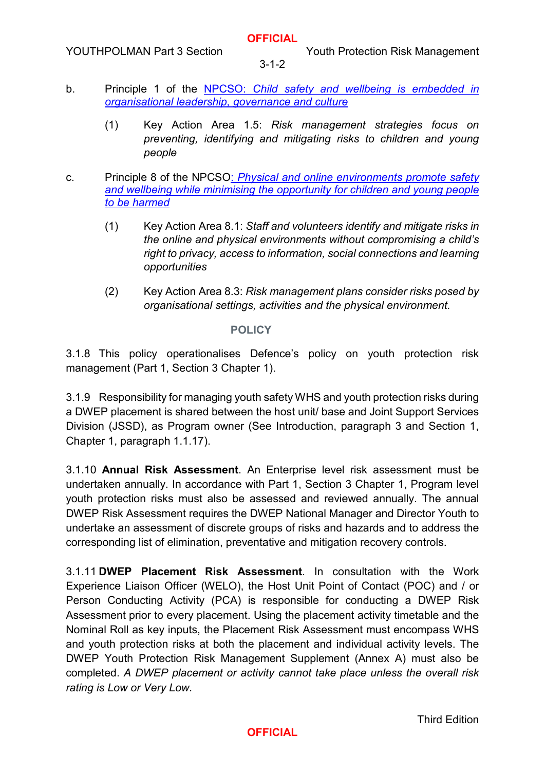b. Principle 1 of the NPCSO: *Child safety and wellbeing is embedded in organisational leadership, governance and culture*

   (1) Key Action Area 1.5: *Risk management strategies focus on preventing, identifying and mitigating risks to children and young people*

c. Principle 8 of the NPCSO: *Physical and online environments promote safety and wellbeing while minimising the opportunity for children and young people to be harmed*

   (1) Key Action Area 8.1: *Staff and volunteers identify and mitigate risks in the online and physical environments without compromising a child's right to privacy, access to information, social connections and learning opportunities*

   (2) Key Action Area 8.3: *Risk management plans consider risks posed by organisational settings, activities and the physical environment.*

## POLICY

3.1.8 This policy operationalises Defence's policy on youth protection risk management (Part 1, Section 3 Chapter 1).

3.1.9 Responsibility for managing youth safety WHS and youth protection risks during a DWEP placement is shared between the host unit/ base and Joint Support Services Division (JSSD), as Program owner (See Introduction, paragraph 3 and Section 1, Chapter 1, paragraph 1.1.17).

3.1.10 **Annual Risk Assessment**. An Enterprise level risk assessment must be undertaken annually. In accordance with Part 1, Section 3 Chapter 1, Program level youth protection risks must also be assessed and reviewed annually. The annual DWEP Risk Assessment requires the DWEP National Manager and Director Youth to undertake an assessment of discrete groups of risks and hazards and to address the corresponding list of elimination, preventative and mitigation recovery controls.

3.1.11 **DWEP Placement Risk Assessment**. In consultation with the Work Experience Liaison Officer (WELO), the Host Unit Point of Contact (POC) and / or Person Conducting Activity (PCA) is responsible for conducting a DWEP Risk Assessment prior to every placement. Using the placement activity timetable and the Nominal Roll as key inputs, the Placement Risk Assessment must encompass WHS and youth protection risks at both the placement and individual activity levels. The DWEP Youth Protection Risk Management Supplement (Annex A) must also be completed. *A DWEP placement or activity cannot take place unless the overall risk rating is Low or Very Low.*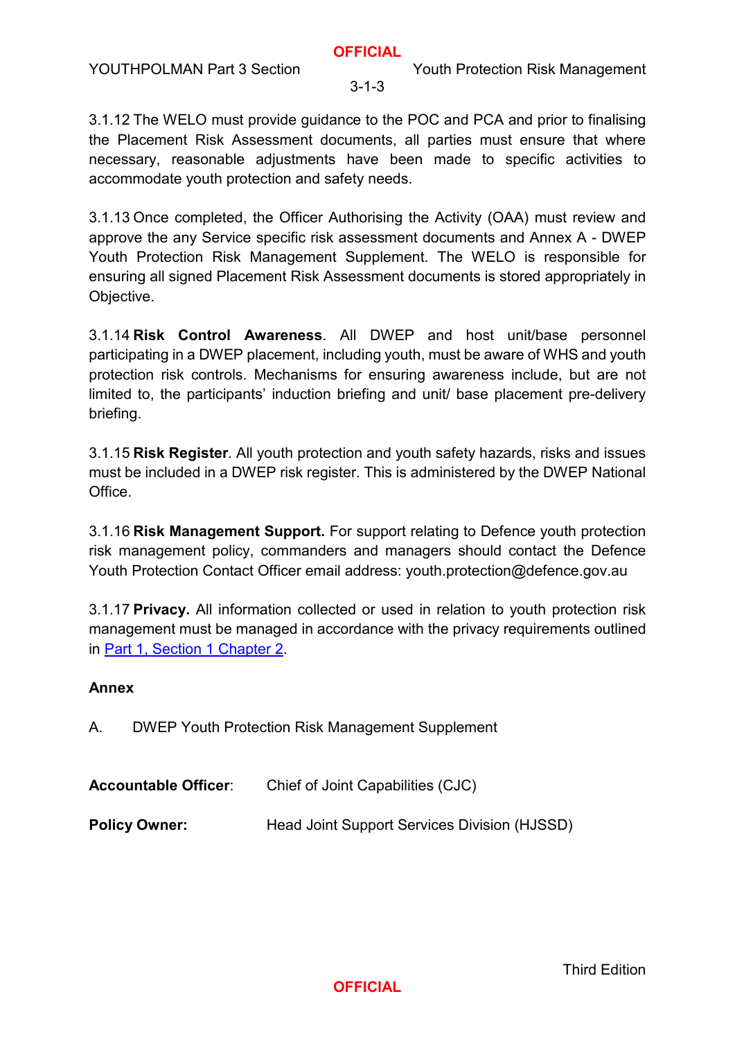3.1.12 The WELO must provide guidance to the POC and PCA and prior to finalising the Placement Risk Assessment documents, all parties must ensure that where necessary, reasonable adjustments have been made to specific activities to accommodate youth protection and safety needs.

3.1.13 Once completed, the Officer Authorising the Activity (OAA) must review and approve the any Service specific risk assessment documents and Annex A - DWEP Youth Protection Risk Management Supplement. The WELO is responsible for ensuring all signed Placement Risk Assessment documents is stored appropriately in Objective.

3.1.14 **Risk Control Awareness**. All DWEP and host unit/base personnel participating in a DWEP placement, including youth, must be aware of WHS and youth protection risk controls. Mechanisms for ensuring awareness include, but are not limited to, the participants' induction briefing and unit/ base placement pre-delivery briefing.

3.1.15 **Risk Register**. All youth protection and youth safety hazards, risks and issues must be included in a DWEP risk register. This is administered by the DWEP National Office.

3.1.16 **Risk Management Support.** For support relating to Defence youth protection risk management policy, commanders and managers should contact the Defence Youth Protection Contact Officer email address: youth.protection@defence.gov.au

3.1.17 **Privacy.** All information collected or used in relation to youth protection risk management must be managed in accordance with the privacy requirements outlined in Part 1, Section 1 Chapter 2.

**Annex**

A. DWEP Youth Protection Risk Management Supplement

**Accountable Officer**: Chief of Joint Capabilities (CJC)

**Policy Owner:** Head Joint Support Services Division (HJSSD)